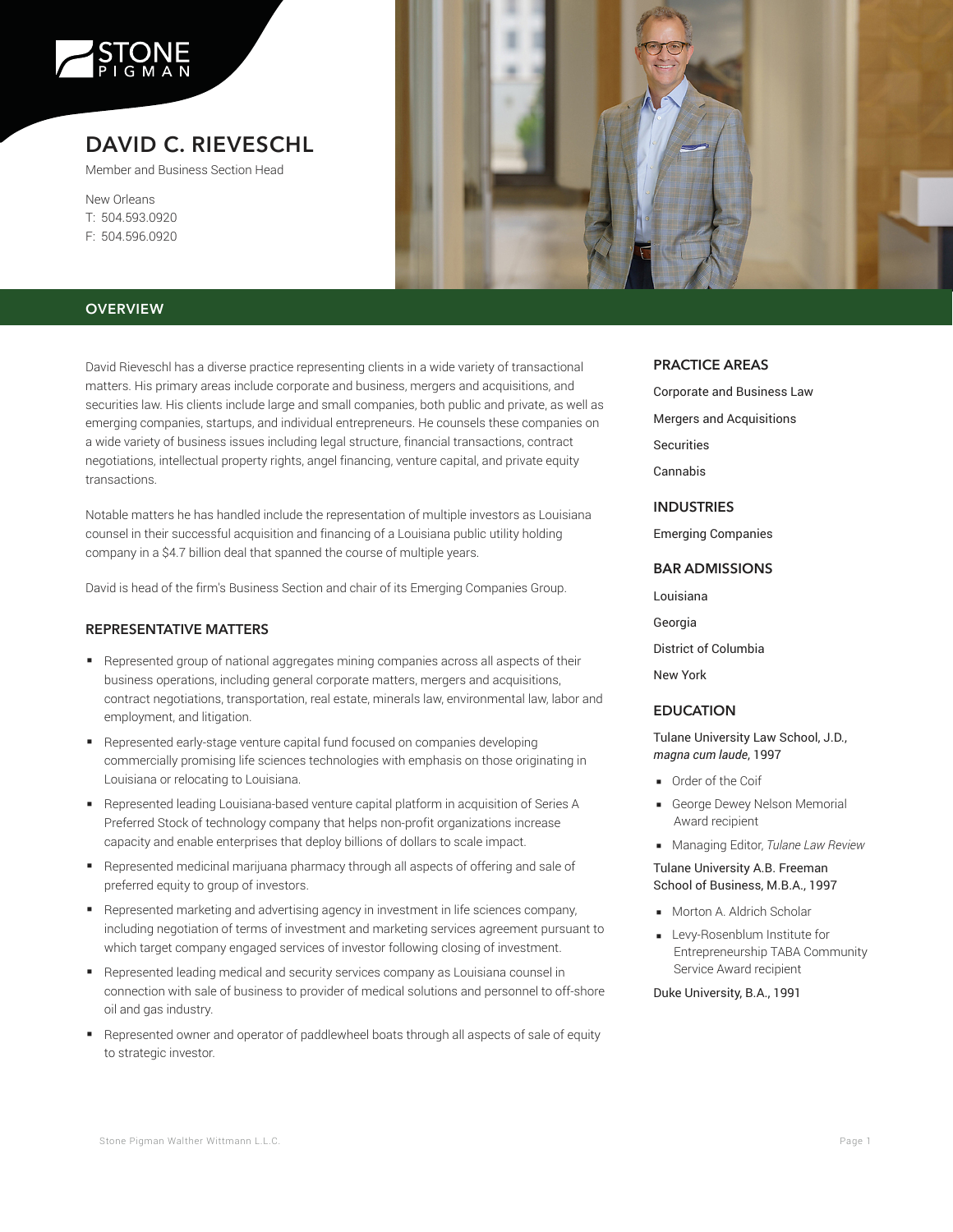# DAVID C. RIEVESCHL

Member and Business Section Head

New Orleans
T: 504.593.0920
F: 504.596.0920

## OVERVIEW

David Rieveschl has a diverse practice representing clients in a wide variety of transactional matters. His primary areas include corporate and business, mergers and acquisitions, and securities law. His clients include large and small companies, both public and private, as well as emerging companies, startups, and individual entrepreneurs. He counsels these companies on a wide variety of business issues including legal structure, financial transactions, contract negotiations, intellectual property rights, angel financing, venture capital, and private equity transactions.

Notable matters he has handled include the representation of multiple investors as Louisiana counsel in their successful acquisition and financing of a Louisiana public utility holding company in a $4.7 billion deal that spanned the course of multiple years.

David is head of the firm's Business Section and chair of its Emerging Companies Group.

### REPRESENTATIVE MATTERS

- Represented group of national aggregates mining companies across all aspects of their business operations, including general corporate matters, mergers and acquisitions, contract negotiations, transportation, real estate, minerals law, environmental law, labor and employment, and litigation.
- Represented early-stage venture capital fund focused on companies developing commercially promising life sciences technologies with emphasis on those originating in Louisiana or relocating to Louisiana.
- Represented leading Louisiana-based venture capital platform in acquisition of Series A Preferred Stock of technology company that helps non-profit organizations increase capacity and enable enterprises that deploy billions of dollars to scale impact.
- Represented medicinal marijuana pharmacy through all aspects of offering and sale of preferred equity to group of investors.
- Represented marketing and advertising agency in investment in life sciences company, including negotiation of terms of investment and marketing services agreement pursuant to which target company engaged services of investor following closing of investment.
- Represented leading medical and security services company as Louisiana counsel in connection with sale of business to provider of medical solutions and personnel to off-shore oil and gas industry.
- Represented owner and operator of paddlewheel boats through all aspects of sale of equity to strategic investor.

### PRACTICE AREAS

Corporate and Business Law

Mergers and Acquisitions

Securities

Cannabis

### INDUSTRIES

Emerging Companies

### BAR ADMISSIONS

Louisiana

Georgia

District of Columbia

New York

### EDUCATION

Tulane University Law School, J.D., *magna cum laude*, 1997

- Order of the Coif
- George Dewey Nelson Memorial Award recipient
- Managing Editor, *Tulane Law Review*

Tulane University A.B. Freeman School of Business, M.B.A., 1997

- Morton A. Aldrich Scholar
- Levy-Rosenblum Institute for Entrepreneurship TABA Community Service Award recipient

Duke University, B.A., 1991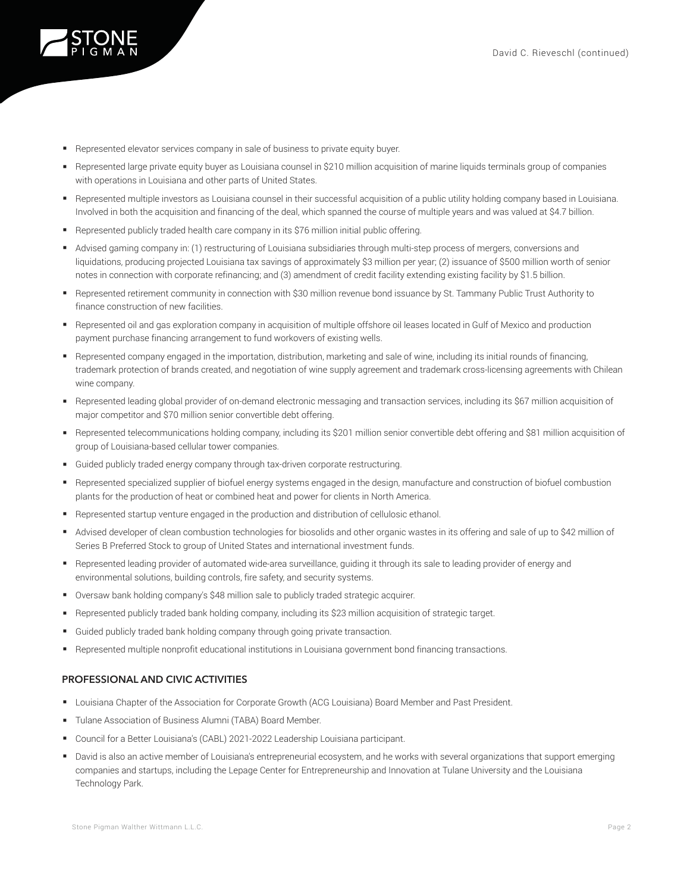- Represented elevator services company in sale of business to private equity buyer.
- Represented large private equity buyer as Louisiana counsel in $210 million acquisition of marine liquids terminals group of companies with operations in Louisiana and other parts of United States.
- Represented multiple investors as Louisiana counsel in their successful acquisition of a public utility holding company based in Louisiana. Involved in both the acquisition and financing of the deal, which spanned the course of multiple years and was valued at $4.7 billion.
- Represented publicly traded health care company in its $76 million initial public offering.
- Advised gaming company in: (1) restructuring of Louisiana subsidiaries through multi-step process of mergers, conversions and liquidations, producing projected Louisiana tax savings of approximately $3 million per year; (2) issuance of $500 million worth of senior notes in connection with corporate refinancing; and (3) amendment of credit facility extending existing facility by $1.5 billion.
- Represented retirement community in connection with $30 million revenue bond issuance by St. Tammany Public Trust Authority to finance construction of new facilities.
- Represented oil and gas exploration company in acquisition of multiple offshore oil leases located in Gulf of Mexico and production payment purchase financing arrangement to fund workovers of existing wells.
- Represented company engaged in the importation, distribution, marketing and sale of wine, including its initial rounds of financing, trademark protection of brands created, and negotiation of wine supply agreement and trademark cross-licensing agreements with Chilean wine company.
- Represented leading global provider of on-demand electronic messaging and transaction services, including its $67 million acquisition of major competitor and $70 million senior convertible debt offering.
- Represented telecommunications holding company, including its $201 million senior convertible debt offering and $81 million acquisition of group of Louisiana-based cellular tower companies.
- Guided publicly traded energy company through tax-driven corporate restructuring.
- Represented specialized supplier of biofuel energy systems engaged in the design, manufacture and construction of biofuel combustion plants for the production of heat or combined heat and power for clients in North America.
- Represented startup venture engaged in the production and distribution of cellulosic ethanol.
- Advised developer of clean combustion technologies for biosolids and other organic wastes in its offering and sale of up to $42 million of Series B Preferred Stock to group of United States and international investment funds.
- Represented leading provider of automated wide-area surveillance, guiding it through its sale to leading provider of energy and environmental solutions, building controls, fire safety, and security systems.
- Oversaw bank holding company's $48 million sale to publicly traded strategic acquirer.
- Represented publicly traded bank holding company, including its $23 million acquisition of strategic target.
- Guided publicly traded bank holding company through going private transaction.
- Represented multiple nonprofit educational institutions in Louisiana government bond financing transactions.

## PROFESSIONAL AND CIVIC ACTIVITIES

- Louisiana Chapter of the Association for Corporate Growth (ACG Louisiana) Board Member and Past President.
- Tulane Association of Business Alumni (TABA) Board Member.
- Council for a Better Louisiana's (CABL) 2021-2022 Leadership Louisiana participant.
- David is also an active member of Louisiana's entrepreneurial ecosystem, and he works with several organizations that support emerging companies and startups, including the Lepage Center for Entrepreneurship and Innovation at Tulane University and the Louisiana Technology Park.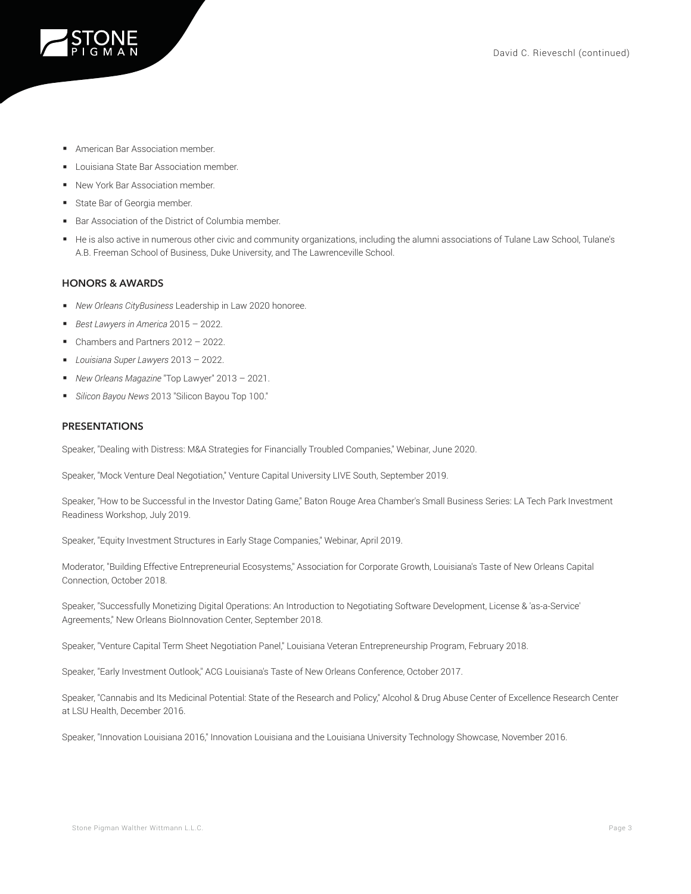- American Bar Association member.
- Louisiana State Bar Association member.
- New York Bar Association member.
- State Bar of Georgia member.
- Bar Association of the District of Columbia member.
- He is also active in numerous other civic and community organizations, including the alumni associations of Tulane Law School, Tulane's A.B. Freeman School of Business, Duke University, and The Lawrenceville School.

## HONORS & AWARDS

- *New Orleans CityBusiness* Leadership in Law 2020 honoree.
- *Best Lawyers in America* 2015 – 2022.
- Chambers and Partners 2012 – 2022.
- *Louisiana Super Lawyers* 2013 – 2022.
- *New Orleans Magazine* "Top Lawyer" 2013 – 2021.
- *Silicon Bayou News* 2013 "Silicon Bayou Top 100."

## PRESENTATIONS

Speaker, "Dealing with Distress: M&A Strategies for Financially Troubled Companies," Webinar, June 2020.

Speaker, "Mock Venture Deal Negotiation," Venture Capital University LIVE South, September 2019.

Speaker, "How to be Successful in the Investor Dating Game," Baton Rouge Area Chamber's Small Business Series: LA Tech Park Investment Readiness Workshop, July 2019.

Speaker, "Equity Investment Structures in Early Stage Companies," Webinar, April 2019.

Moderator, "Building Effective Entrepreneurial Ecosystems," Association for Corporate Growth, Louisiana's Taste of New Orleans Capital Connection, October 2018.

Speaker, "Successfully Monetizing Digital Operations: An Introduction to Negotiating Software Development, License & 'as-a-Service' Agreements," New Orleans BioInnovation Center, September 2018.

Speaker, "Venture Capital Term Sheet Negotiation Panel," Louisiana Veteran Entrepreneurship Program, February 2018.

Speaker, "Early Investment Outlook," ACG Louisiana's Taste of New Orleans Conference, October 2017.

Speaker, "Cannabis and Its Medicinal Potential: State of the Research and Policy," Alcohol & Drug Abuse Center of Excellence Research Center at LSU Health, December 2016.

Speaker, "Innovation Louisiana 2016," Innovation Louisiana and the Louisiana University Technology Showcase, November 2016.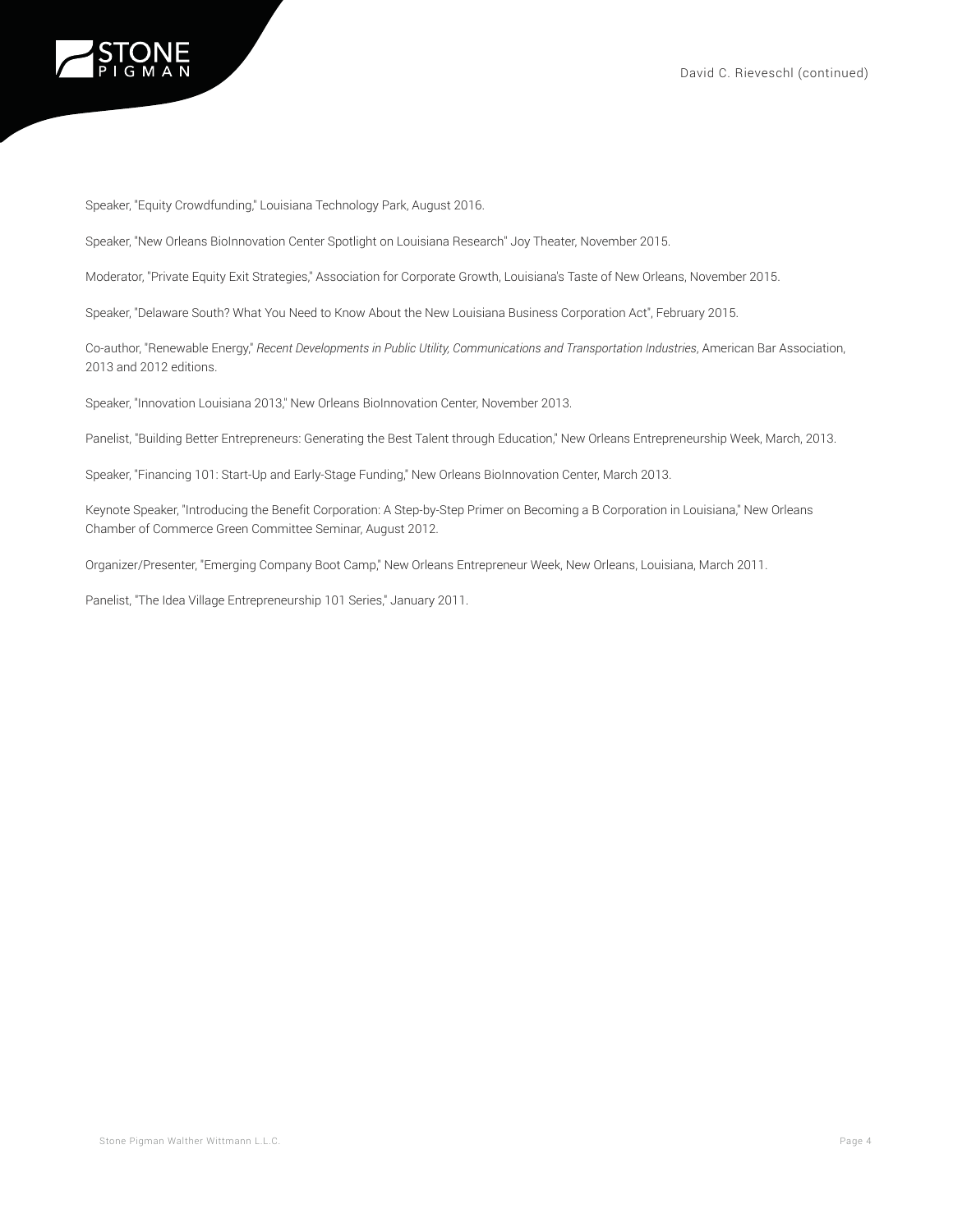Speaker, "Equity Crowdfunding," Louisiana Technology Park, August 2016.

Speaker, "New Orleans BioInnovation Center Spotlight on Louisiana Research" Joy Theater, November 2015.

Moderator, "Private Equity Exit Strategies," Association for Corporate Growth, Louisiana's Taste of New Orleans, November 2015.

Speaker, "Delaware South? What You Need to Know About the New Louisiana Business Corporation Act", February 2015.

Co-author, "Renewable Energy," *Recent Developments in Public Utility, Communications and Transportation Industries*, American Bar Association, 2013 and 2012 editions.

Speaker, "Innovation Louisiana 2013," New Orleans BioInnovation Center, November 2013.

Panelist, "Building Better Entrepreneurs: Generating the Best Talent through Education," New Orleans Entrepreneurship Week, March, 2013.

Speaker, "Financing 101: Start-Up and Early-Stage Funding," New Orleans BioInnovation Center, March 2013.

Keynote Speaker, "Introducing the Benefit Corporation: A Step-by-Step Primer on Becoming a B Corporation in Louisiana," New Orleans Chamber of Commerce Green Committee Seminar, August 2012.

Organizer/Presenter, "Emerging Company Boot Camp," New Orleans Entrepreneur Week, New Orleans, Louisiana, March 2011.

Panelist, "The Idea Village Entrepreneurship 101 Series," January 2011.